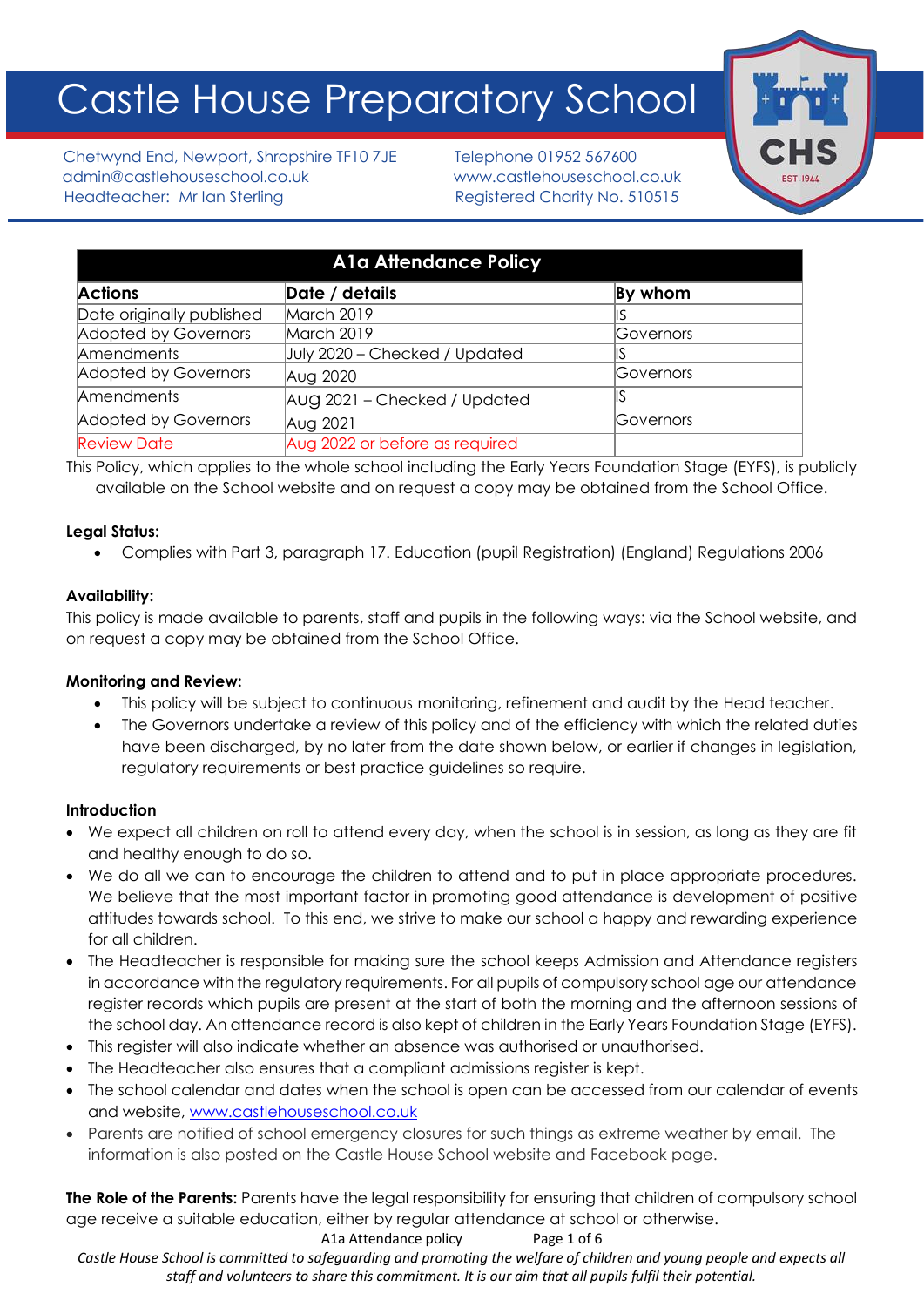# Castle House Preparatory School

Chetwynd End, Newport, Shropshire TF10 7JE
admin@castlehouseschool.co.uk
Headteacher: Mr Ian Sterling

Telephone 01952 567600
www.castlehouseschool.co.uk
Registered Charity No. 510515

| A1a Attendance Policy | | |
|---|---|---|
| **Actions** | **Date / details** | **By whom** |
| Date originally published | March 2019 | IS |
| Adopted by Governors | March 2019 | Governors |
| Amendments | July 2020 – Checked / Updated | IS |
| Adopted by Governors | Aug 2020 | Governors |
| Amendments | AUG 2021 – Checked / Updated | IS |
| Adopted by Governors | Aug 2021 | Governors |
| Review Date | Aug 2022 or before as required | |

This Policy, which applies to the whole school including the Early Years Foundation Stage (EYFS), is publicly available on the School website and on request a copy may be obtained from the School Office.

**Legal Status:**

- Complies with Part 3, paragraph 17. Education (pupil Registration) (England) Regulations 2006

**Availability:**

This policy is made available to parents, staff and pupils in the following ways: via the School website, and on request a copy may be obtained from the School Office.

**Monitoring and Review:**

- This policy will be subject to continuous monitoring, refinement and audit by the Head teacher.
- The Governors undertake a review of this policy and of the efficiency with which the related duties have been discharged, by no later from the date shown below, or earlier if changes in legislation, regulatory requirements or best practice guidelines so require.

**Introduction**

- We expect all children on roll to attend every day, when the school is in session, as long as they are fit and healthy enough to do so.
- We do all we can to encourage the children to attend and to put in place appropriate procedures. We believe that the most important factor in promoting good attendance is development of positive attitudes towards school. To this end, we strive to make our school a happy and rewarding experience for all children.
- The Headteacher is responsible for making sure the school keeps Admission and Attendance registers in accordance with the regulatory requirements. For all pupils of compulsory school age our attendance register records which pupils are present at the start of both the morning and the afternoon sessions of the school day. An attendance record is also kept of children in the Early Years Foundation Stage (EYFS).
- This register will also indicate whether an absence was authorised or unauthorised.
- The Headteacher also ensures that a compliant admissions register is kept.
- The school calendar and dates when the school is open can be accessed from our calendar of events and website, www.castlehouseschool.co.uk
- Parents are notified of school emergency closures for such things as extreme weather by email. The information is also posted on the Castle House School website and Facebook page.

**The Role of the Parents:** Parents have the legal responsibility for ensuring that children of compulsory school age receive a suitable education, either by regular attendance at school or otherwise.

*Castle House School is committed to safeguarding and promoting the welfare of children and young people and expects all staff and volunteers to share this commitment. It is our aim that all pupils fulfil their potential.*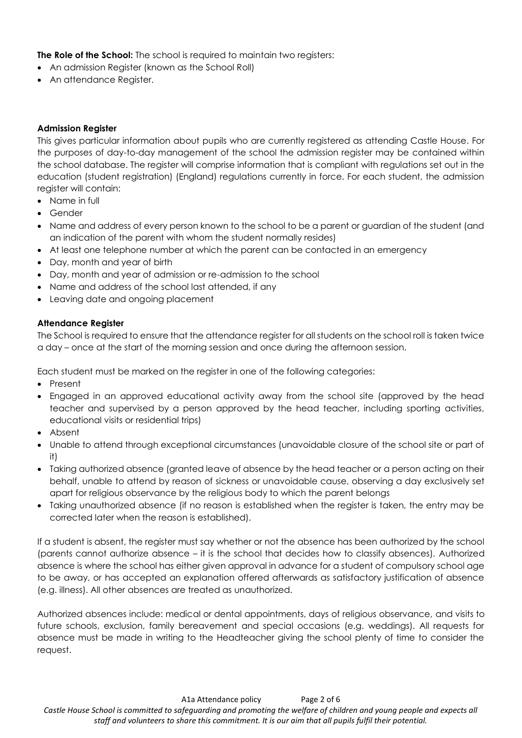**The Role of the School:** The school is required to maintain two registers:

- An admission Register (known as the School Roll)
- An attendance Register.

**Admission Register**

This gives particular information about pupils who are currently registered as attending Castle House. For the purposes of day-to-day management of the school the admission register may be contained within the school database. The register will comprise information that is compliant with regulations set out in the education (student registration) (England) regulations currently in force. For each student, the admission register will contain:

- Name in full
- Gender
- Name and address of every person known to the school to be a parent or guardian of the student (and an indication of the parent with whom the student normally resides)
- At least one telephone number at which the parent can be contacted in an emergency
- Day, month and year of birth
- Day, month and year of admission or re-admission to the school
- Name and address of the school last attended, if any
- Leaving date and ongoing placement

**Attendance Register**

The School is required to ensure that the attendance register for all students on the school roll is taken twice a day – once at the start of the morning session and once during the afternoon session.

Each student must be marked on the register in one of the following categories:

- Present
- Engaged in an approved educational activity away from the school site (approved by the head teacher and supervised by a person approved by the head teacher, including sporting activities, educational visits or residential trips)
- Absent
- Unable to attend through exceptional circumstances (unavoidable closure of the school site or part of it)
- Taking authorized absence (granted leave of absence by the head teacher or a person acting on their behalf, unable to attend by reason of sickness or unavoidable cause, observing a day exclusively set apart for religious observance by the religious body to which the parent belongs
- Taking unauthorized absence (if no reason is established when the register is taken, the entry may be corrected later when the reason is established).

If a student is absent, the register must say whether or not the absence has been authorized by the school (parents cannot authorize absence – it is the school that decides how to classify absences). Authorized absence is where the school has either given approval in advance for a student of compulsory school age to be away, or has accepted an explanation offered afterwards as satisfactory justification of absence (e.g. illness). All other absences are treated as unauthorized.

Authorized absences include: medical or dental appointments, days of religious observance, and visits to future schools, exclusion, family bereavement and special occasions (e.g. weddings). All requests for absence must be made in writing to the Headteacher giving the school plenty of time to consider the request.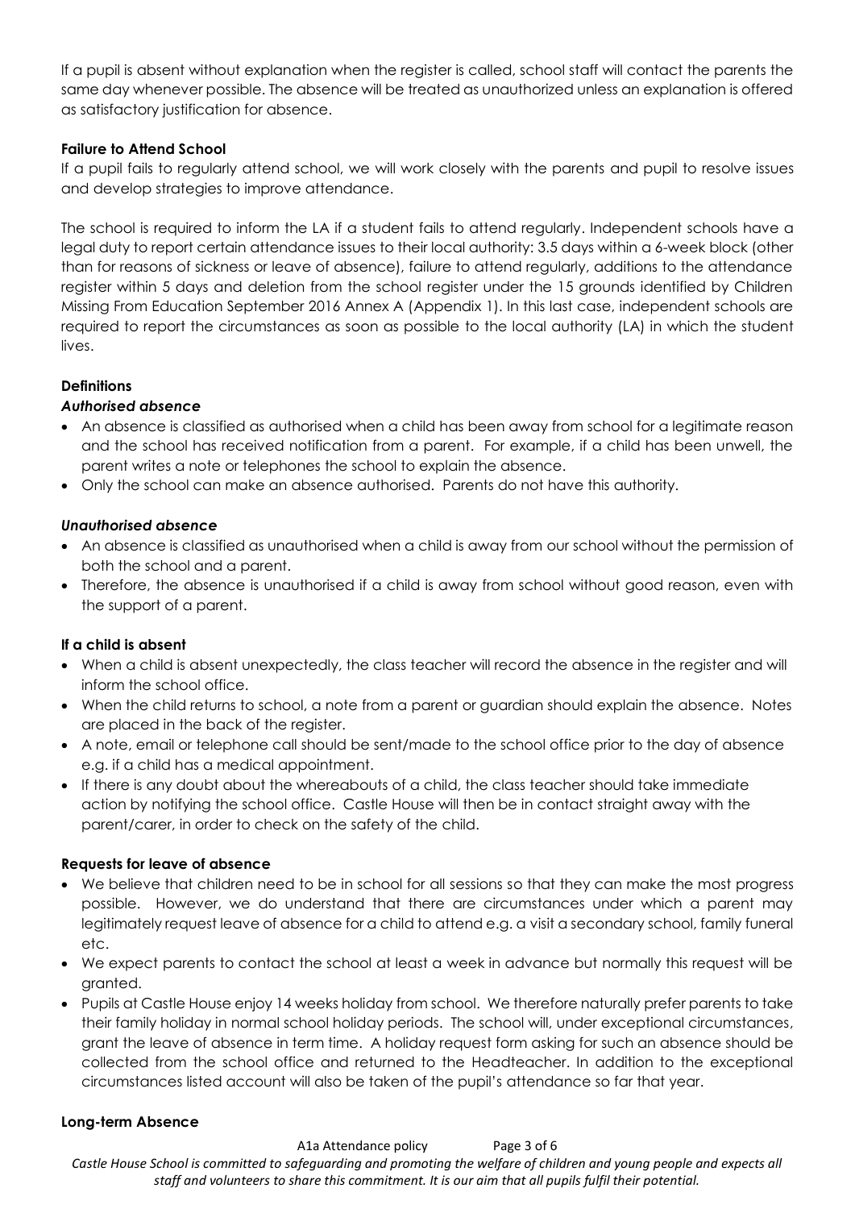If a pupil is absent without explanation when the register is called, school staff will contact the parents the same day whenever possible. The absence will be treated as unauthorized unless an explanation is offered as satisfactory justification for absence.

**Failure to Attend School**

If a pupil fails to regularly attend school, we will work closely with the parents and pupil to resolve issues and develop strategies to improve attendance.

The school is required to inform the LA if a student fails to attend regularly. Independent schools have a legal duty to report certain attendance issues to their local authority: 3.5 days within a 6-week block (other than for reasons of sickness or leave of absence), failure to attend regularly, additions to the attendance register within 5 days and deletion from the school register under the 15 grounds identified by Children Missing From Education September 2016 Annex A (Appendix 1). In this last case, independent schools are required to report the circumstances as soon as possible to the local authority (LA) in which the student lives.

**Definitions**

***Authorised absence***

- An absence is classified as authorised when a child has been away from school for a legitimate reason and the school has received notification from a parent. For example, if a child has been unwell, the parent writes a note or telephones the school to explain the absence.
- Only the school can make an absence authorised. Parents do not have this authority.

***Unauthorised absence***

- An absence is classified as unauthorised when a child is away from our school without the permission of both the school and a parent.
- Therefore, the absence is unauthorised if a child is away from school without good reason, even with the support of a parent.

**If a child is absent**

- When a child is absent unexpectedly, the class teacher will record the absence in the register and will inform the school office.
- When the child returns to school, a note from a parent or guardian should explain the absence. Notes are placed in the back of the register.
- A note, email or telephone call should be sent/made to the school office prior to the day of absence e.g. if a child has a medical appointment.
- If there is any doubt about the whereabouts of a child, the class teacher should take immediate action by notifying the school office. Castle House will then be in contact straight away with the parent/carer, in order to check on the safety of the child.

**Requests for leave of absence**

- We believe that children need to be in school for all sessions so that they can make the most progress possible. However, we do understand that there are circumstances under which a parent may legitimately request leave of absence for a child to attend e.g. a visit a secondary school, family funeral etc.
- We expect parents to contact the school at least a week in advance but normally this request will be granted.
- Pupils at Castle House enjoy 14 weeks holiday from school. We therefore naturally prefer parents to take their family holiday in normal school holiday periods. The school will, under exceptional circumstances, grant the leave of absence in term time. A holiday request form asking for such an absence should be collected from the school office and returned to the Headteacher. In addition to the exceptional circumstances listed account will also be taken of the pupil's attendance so far that year.

**Long-term Absence**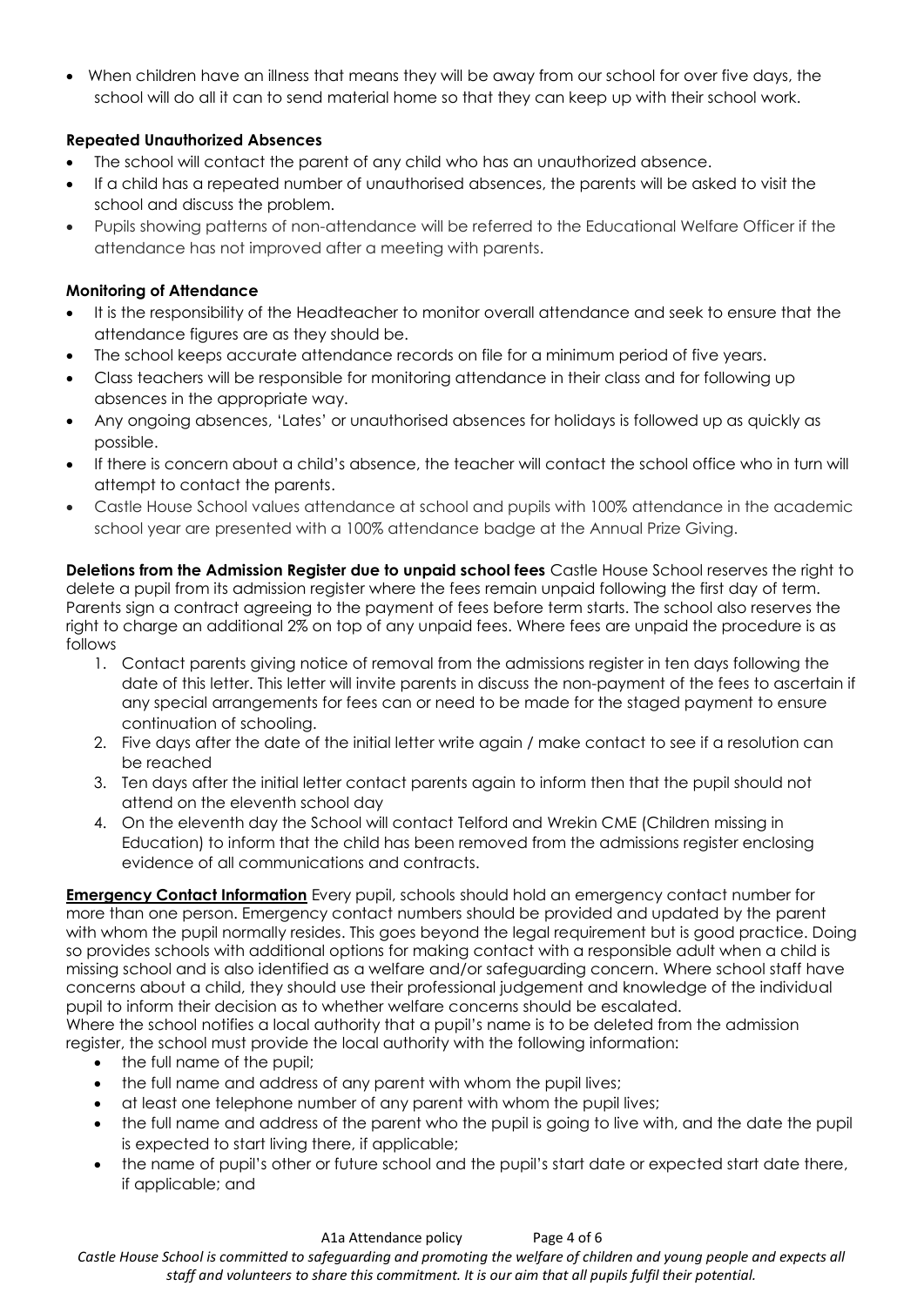- When children have an illness that means they will be away from our school for over five days, the school will do all it can to send material home so that they can keep up with their school work.

**Repeated Unauthorized Absences**

- The school will contact the parent of any child who has an unauthorized absence.
- If a child has a repeated number of unauthorised absences, the parents will be asked to visit the school and discuss the problem.
- Pupils showing patterns of non-attendance will be referred to the Educational Welfare Officer if the attendance has not improved after a meeting with parents.

**Monitoring of Attendance**

- It is the responsibility of the Headteacher to monitor overall attendance and seek to ensure that the attendance figures are as they should be.
- The school keeps accurate attendance records on file for a minimum period of five years.
- Class teachers will be responsible for monitoring attendance in their class and for following up absences in the appropriate way.
- Any ongoing absences, 'Lates' or unauthorised absences for holidays is followed up as quickly as possible.
- If there is concern about a child's absence, the teacher will contact the school office who in turn will attempt to contact the parents.
- Castle House School values attendance at school and pupils with 100% attendance in the academic school year are presented with a 100% attendance badge at the Annual Prize Giving.

**Deletions from the Admission Register due to unpaid school fees** Castle House School reserves the right to delete a pupil from its admission register where the fees remain unpaid following the first day of term. Parents sign a contract agreeing to the payment of fees before term starts. The school also reserves the right to charge an additional 2% on top of any unpaid fees. Where fees are unpaid the procedure is as follows

1. Contact parents giving notice of removal from the admissions register in ten days following the date of this letter. This letter will invite parents in discuss the non-payment of the fees to ascertain if any special arrangements for fees can or need to be made for the staged payment to ensure continuation of schooling.
2. Five days after the date of the initial letter write again / make contact to see if a resolution can be reached
3. Ten days after the initial letter contact parents again to inform then that the pupil should not attend on the eleventh school day
4. On the eleventh day the School will contact Telford and Wrekin CME (Children missing in Education) to inform that the child has been removed from the admissions register enclosing evidence of all communications and contracts.

**Emergency Contact Information** Every pupil, schools should hold an emergency contact number for more than one person. Emergency contact numbers should be provided and updated by the parent with whom the pupil normally resides. This goes beyond the legal requirement but is good practice. Doing so provides schools with additional options for making contact with a responsible adult when a child is missing school and is also identified as a welfare and/or safeguarding concern. Where school staff have concerns about a child, they should use their professional judgement and knowledge of the individual pupil to inform their decision as to whether welfare concerns should be escalated.
Where the school notifies a local authority that a pupil's name is to be deleted from the admission register, the school must provide the local authority with the following information:

- the full name of the pupil;
- the full name and address of any parent with whom the pupil lives;
- at least one telephone number of any parent with whom the pupil lives;
- the full name and address of the parent who the pupil is going to live with, and the date the pupil is expected to start living there, if applicable;
- the name of pupil's other or future school and the pupil's start date or expected start date there, if applicable; and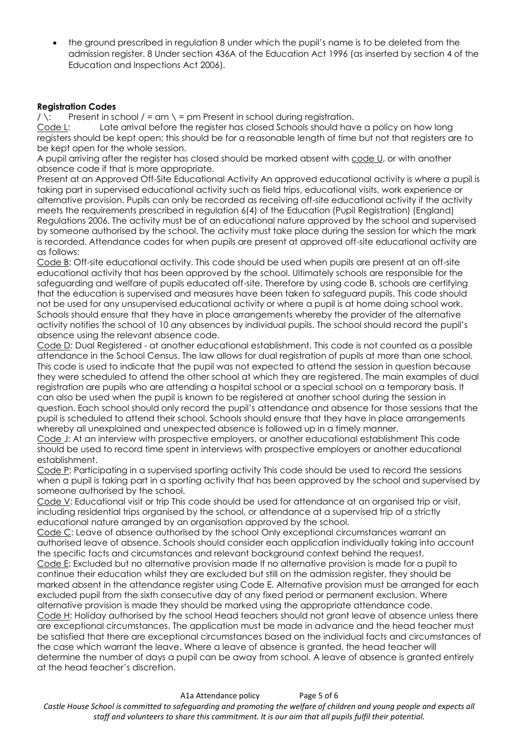- the ground prescribed in regulation 8 under which the pupil's name is to be deleted from the admission register. 8 Under section 436A of the Education Act 1996 (as inserted by section 4 of the Education and Inspections Act 2006).

**Registration Codes**

/ \: Present in school / = am \ = pm Present in school during registration.

Code L: Late arrival before the register has closed Schools should have a policy on how long registers should be kept open; this should be for a reasonable length of time but not that registers are to be kept open for the whole session.

A pupil arriving after the register has closed should be marked absent with code U, or with another absence code if that is more appropriate.

Present at an Approved Off-Site Educational Activity An approved educational activity is where a pupil is taking part in supervised educational activity such as field trips, educational visits, work experience or alternative provision. Pupils can only be recorded as receiving off-site educational activity if the activity meets the requirements prescribed in regulation 6(4) of the Education (Pupil Registration) (England) Regulations 2006. The activity must be of an educational nature approved by the school and supervised by someone authorised by the school. The activity must take place during the session for which the mark is recorded. Attendance codes for when pupils are present at approved off-site educational activity are as follows:

Code B: Off-site educational activity. This code should be used when pupils are present at an off-site educational activity that has been approved by the school. Ultimately schools are responsible for the safeguarding and welfare of pupils educated off-site. Therefore by using code B, schools are certifying that the education is supervised and measures have been taken to safeguard pupils. This code should not be used for any unsupervised educational activity or where a pupil is at home doing school work. Schools should ensure that they have in place arrangements whereby the provider of the alternative activity notifies the school of 10 any absences by individual pupils. The school should record the pupil's absence using the relevant absence code.

Code D: Dual Registered - at another educational establishment. This code is not counted as a possible attendance in the School Census. The law allows for dual registration of pupils at more than one school. This code is used to indicate that the pupil was not expected to attend the session in question because they were scheduled to attend the other school at which they are registered. The main examples of dual registration are pupils who are attending a hospital school or a special school on a temporary basis. It can also be used when the pupil is known to be registered at another school during the session in question. Each school should only record the pupil's attendance and absence for those sessions that the pupil is scheduled to attend their school. Schools should ensure that they have in place arrangements whereby all unexplained and unexpected absence is followed up in a timely manner.

Code J: At an interview with prospective employers, or another educational establishment This code should be used to record time spent in interviews with prospective employers or another educational establishment.

Code P: Participating in a supervised sporting activity This code should be used to record the sessions when a pupil is taking part in a sporting activity that has been approved by the school and supervised by someone authorised by the school.

Code V: Educational visit or trip This code should be used for attendance at an organised trip or visit, including residential trips organised by the school, or attendance at a supervised trip of a strictly educational nature arranged by an organisation approved by the school.

Code C: Leave of absence authorised by the school Only exceptional circumstances warrant an authorised leave of absence. Schools should consider each application individually taking into account the specific facts and circumstances and relevant background context behind the request.

Code E: Excluded but no alternative provision made If no alternative provision is made for a pupil to continue their education whilst they are excluded but still on the admission register, they should be marked absent in the attendance register using Code E. Alternative provision must be arranged for each excluded pupil from the sixth consecutive day of any fixed period or permanent exclusion. Where alternative provision is made they should be marked using the appropriate attendance code.

Code H: Holiday authorised by the school Head teachers should not grant leave of absence unless there are exceptional circumstances. The application must be made in advance and the head teacher must be satisfied that there are exceptional circumstances based on the individual facts and circumstances of the case which warrant the leave. Where a leave of absence is granted, the head teacher will determine the number of days a pupil can be away from school. A leave of absence is granted entirely at the head teacher's discretion.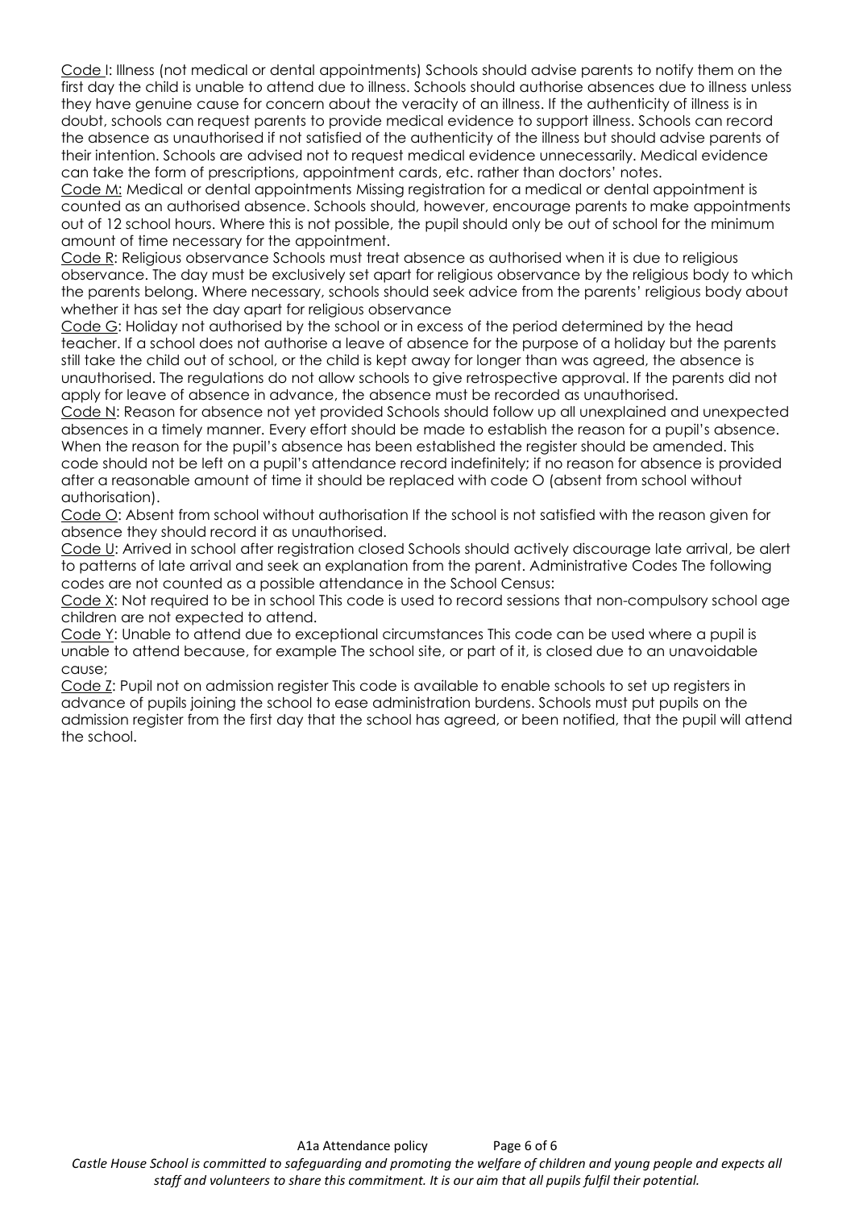Code I: Illness (not medical or dental appointments) Schools should advise parents to notify them on the first day the child is unable to attend due to illness. Schools should authorise absences due to illness unless they have genuine cause for concern about the veracity of an illness. If the authenticity of illness is in doubt, schools can request parents to provide medical evidence to support illness. Schools can record the absence as unauthorised if not satisfied of the authenticity of the illness but should advise parents of their intention. Schools are advised not to request medical evidence unnecessarily. Medical evidence can take the form of prescriptions, appointment cards, etc. rather than doctors' notes.

Code M: Medical or dental appointments Missing registration for a medical or dental appointment is counted as an authorised absence. Schools should, however, encourage parents to make appointments out of 12 school hours. Where this is not possible, the pupil should only be out of school for the minimum amount of time necessary for the appointment.

Code R: Religious observance Schools must treat absence as authorised when it is due to religious observance. The day must be exclusively set apart for religious observance by the religious body to which the parents belong. Where necessary, schools should seek advice from the parents' religious body about whether it has set the day apart for religious observance

Code G: Holiday not authorised by the school or in excess of the period determined by the head teacher. If a school does not authorise a leave of absence for the purpose of a holiday but the parents still take the child out of school, or the child is kept away for longer than was agreed, the absence is unauthorised. The regulations do not allow schools to give retrospective approval. If the parents did not apply for leave of absence in advance, the absence must be recorded as unauthorised.

Code N: Reason for absence not yet provided Schools should follow up all unexplained and unexpected absences in a timely manner. Every effort should be made to establish the reason for a pupil's absence. When the reason for the pupil's absence has been established the register should be amended. This code should not be left on a pupil's attendance record indefinitely; if no reason for absence is provided after a reasonable amount of time it should be replaced with code O (absent from school without authorisation).

Code O: Absent from school without authorisation If the school is not satisfied with the reason given for absence they should record it as unauthorised.

Code U: Arrived in school after registration closed Schools should actively discourage late arrival, be alert to patterns of late arrival and seek an explanation from the parent. Administrative Codes The following codes are not counted as a possible attendance in the School Census:

Code X: Not required to be in school This code is used to record sessions that non-compulsory school age children are not expected to attend.

Code Y: Unable to attend due to exceptional circumstances This code can be used where a pupil is unable to attend because, for example The school site, or part of it, is closed due to an unavoidable cause;

Code Z: Pupil not on admission register This code is available to enable schools to set up registers in advance of pupils joining the school to ease administration burdens. Schools must put pupils on the admission register from the first day that the school has agreed, or been notified, that the pupil will attend the school.